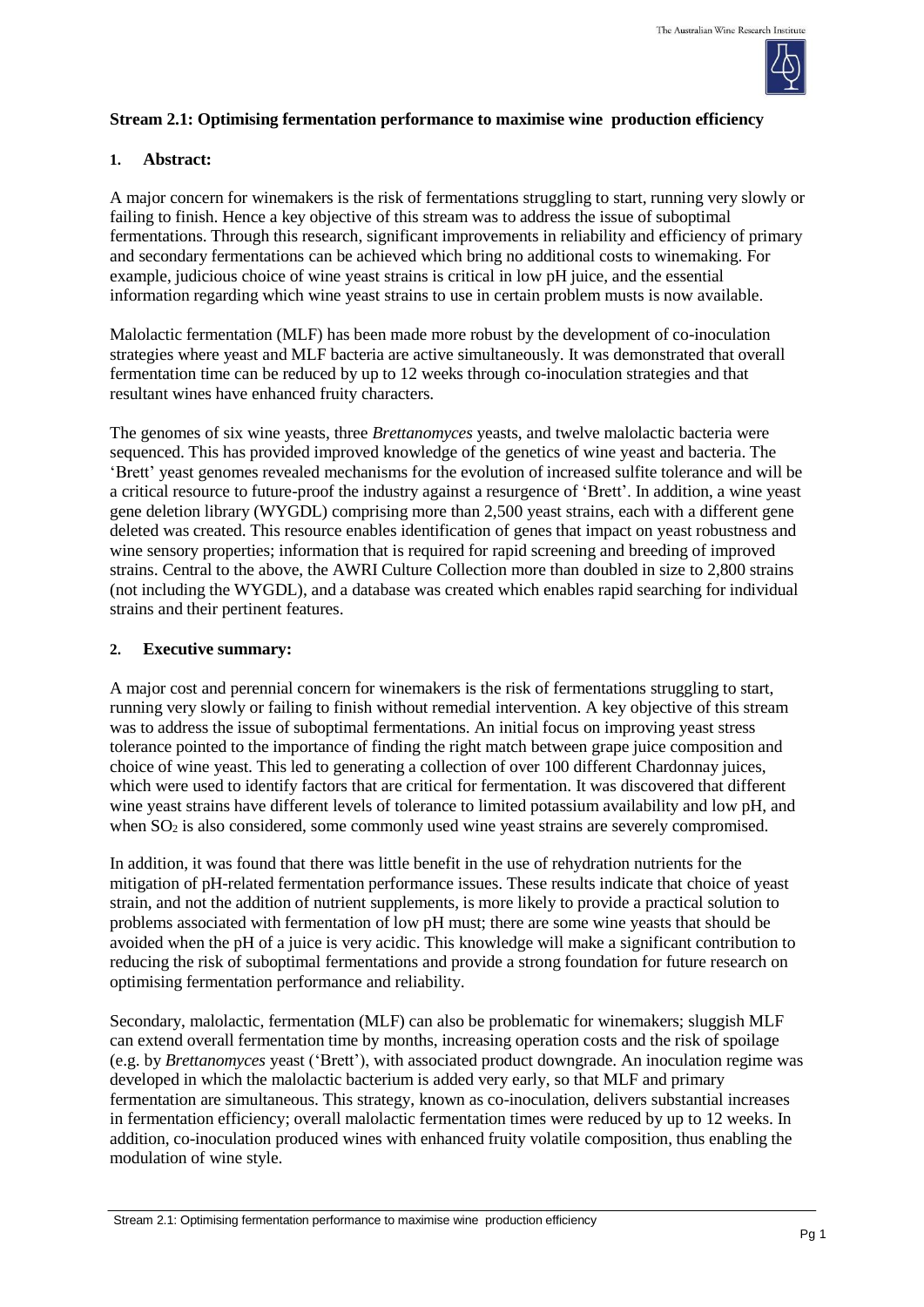## Stream 2.1: Optimising fermentation performance to maximise wine production efficiency

### 1. Abstract:

A major concern for winemakers is the risk of fermentations struggling to start, running very slowly or failing to finish. Hence a key objective of this stream was to address the issue of suboptimal fermentations. Through this research, significant improvements in reliability and efficiency of primary and secondary fermentations can be achieved which bring no additional costs to winemaking. For example, judicious choice of wine yeast strains is critical in low pH juice, and the essential information regarding which wine yeast strains to use in certain problem musts is now available.

Malolactic fermentation (MLF) has been made more robust by the development of co-inoculation strategies where yeast and MLF bacteria are active simultaneously. It was demonstrated that overall fermentation time can be reduced by up to 12 weeks through co-inoculation strategies and that resultant wines have enhanced fruity characters.

The genomes of six wine yeasts, three *Brettanomyces* yeasts, and twelve malolactic bacteria were sequenced. This has provided improved knowledge of the genetics of wine yeast and bacteria. The 'Brett' yeast genomes revealed mechanisms for the evolution of increased sulfite tolerance and will be a critical resource to future-proof the industry against a resurgence of 'Brett'. In addition, a wine yeast gene deletion library (WYGDL) comprising more than 2,500 yeast strains, each with a different gene deleted was created. This resource enables identification of genes that impact on yeast robustness and wine sensory properties; information that is required for rapid screening and breeding of improved strains. Central to the above, the AWRI Culture Collection more than doubled in size to 2,800 strains (not including the WYGDL), and a database was created which enables rapid searching for individual strains and their pertinent features.

### 2. Executive summary:

A major cost and perennial concern for winemakers is the risk of fermentations struggling to start, running very slowly or failing to finish without remedial intervention. A key objective of this stream was to address the issue of suboptimal fermentations. An initial focus on improving yeast stress tolerance pointed to the importance of finding the right match between grape juice composition and choice of wine yeast. This led to generating a collection of over 100 different Chardonnay juices, which were used to identify factors that are critical for fermentation. It was discovered that different wine yeast strains have different levels of tolerance to limited potassium availability and low pH, and when $SO_2$ is also considered, some commonly used wine yeast strains are severely compromised.

In addition, it was found that there was little benefit in the use of rehydration nutrients for the mitigation of pH-related fermentation performance issues. These results indicate that choice of yeast strain, and not the addition of nutrient supplements, is more likely to provide a practical solution to problems associated with fermentation of low pH must; there are some wine yeasts that should be avoided when the pH of a juice is very acidic. This knowledge will make a significant contribution to reducing the risk of suboptimal fermentations and provide a strong foundation for future research on optimising fermentation performance and reliability.

Secondary, malolactic, fermentation (MLF) can also be problematic for winemakers; sluggish MLF can extend overall fermentation time by months, increasing operation costs and the risk of spoilage (e.g. by *Brettanomyces* yeast ('Brett'), with associated product downgrade. An inoculation regime was developed in which the malolactic bacterium is added very early, so that MLF and primary fermentation are simultaneous. This strategy, known as co-inoculation, delivers substantial increases in fermentation efficiency; overall malolactic fermentation times were reduced by up to 12 weeks. In addition, co-inoculation produced wines with enhanced fruity volatile composition, thus enabling the modulation of wine style.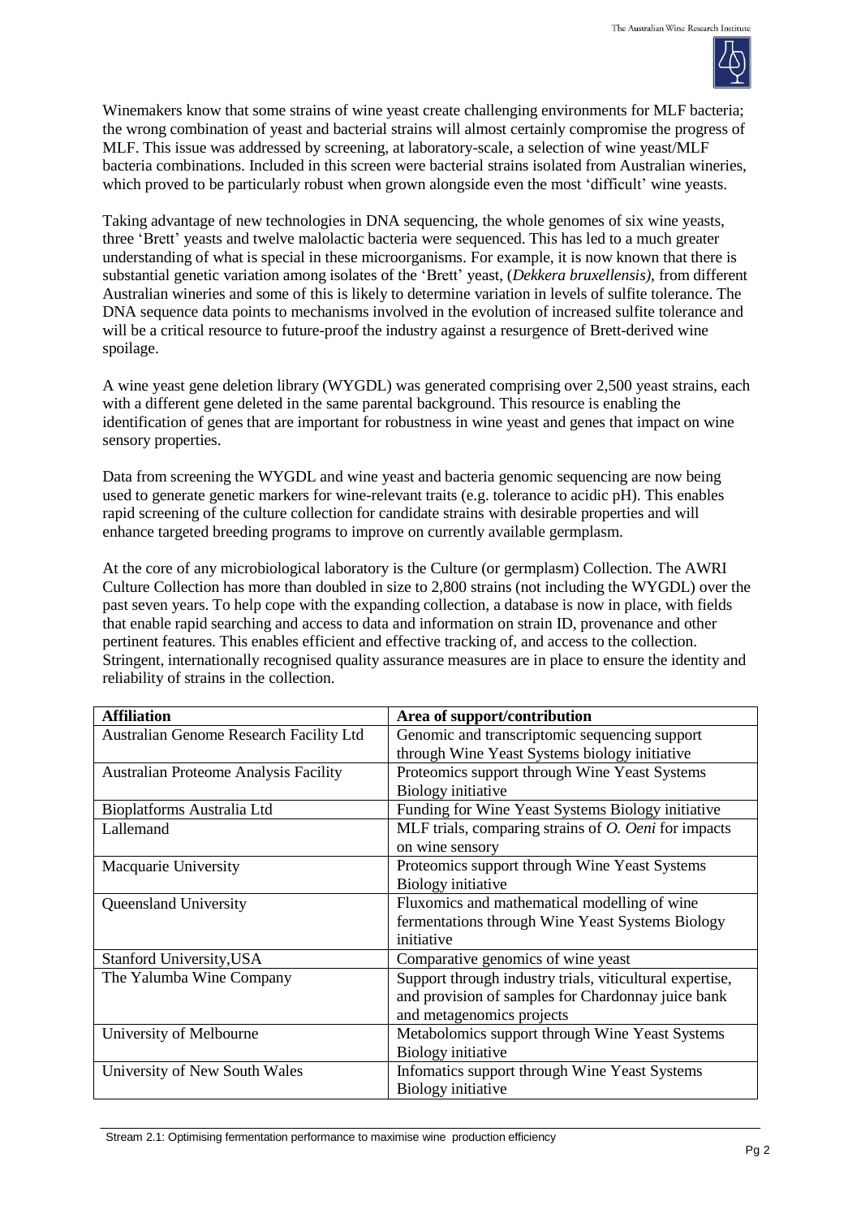Winemakers know that some strains of wine yeast create challenging environments for MLF bacteria; the wrong combination of yeast and bacterial strains will almost certainly compromise the progress of MLF. This issue was addressed by screening, at laboratory-scale, a selection of wine yeast/MLF bacteria combinations. Included in this screen were bacterial strains isolated from Australian wineries, which proved to be particularly robust when grown alongside even the most 'difficult' wine yeasts.

Taking advantage of new technologies in DNA sequencing, the whole genomes of six wine yeasts, three 'Brett' yeasts and twelve malolactic bacteria were sequenced. This has led to a much greater understanding of what is special in these microorganisms. For example, it is now known that there is substantial genetic variation among isolates of the 'Brett' yeast, (*Dekkera bruxellensis)*, from different Australian wineries and some of this is likely to determine variation in levels of sulfite tolerance. The DNA sequence data points to mechanisms involved in the evolution of increased sulfite tolerance and will be a critical resource to future-proof the industry against a resurgence of Brett-derived wine spoilage.

A wine yeast gene deletion library (WYGDL) was generated comprising over 2,500 yeast strains, each with a different gene deleted in the same parental background. This resource is enabling the identification of genes that are important for robustness in wine yeast and genes that impact on wine sensory properties.

Data from screening the WYGDL and wine yeast and bacteria genomic sequencing are now being used to generate genetic markers for wine-relevant traits (e.g. tolerance to acidic pH). This enables rapid screening of the culture collection for candidate strains with desirable properties and will enhance targeted breeding programs to improve on currently available germplasm.

At the core of any microbiological laboratory is the Culture (or germplasm) Collection. The AWRI Culture Collection has more than doubled in size to 2,800 strains (not including the WYGDL) over the past seven years. To help cope with the expanding collection, a database is now in place, with fields that enable rapid searching and access to data and information on strain ID, provenance and other pertinent features. This enables efficient and effective tracking of, and access to the collection. Stringent, internationally recognised quality assurance measures are in place to ensure the identity and reliability of strains in the collection.

| **Affiliation** | **Area of support/contribution** |
|---|---|
| Australian Genome Research Facility Ltd | Genomic and transcriptomic sequencing support through Wine Yeast Systems biology initiative |
| Australian Proteome Analysis Facility | Proteomics support through Wine Yeast Systems Biology initiative |
| Bioplatforms Australia Ltd | Funding for Wine Yeast Systems Biology initiative |
| Lallemand | MLF trials, comparing strains of *O. Oeni* for impacts on wine sensory |
| Macquarie University | Proteomics support through Wine Yeast Systems Biology initiative |
| Queensland University | Fluxomics and mathematical modelling of wine fermentations through Wine Yeast Systems Biology initiative |
| Stanford University,USA | Comparative genomics of wine yeast |
| The Yalumba Wine Company | Support through industry trials, viticultural expertise, and provision of samples for Chardonnay juice bank and metagenomics projects |
| University of Melbourne | Metabolomics support through Wine Yeast Systems Biology initiative |
| University of New South Wales | Infomatics support through Wine Yeast Systems Biology initiative |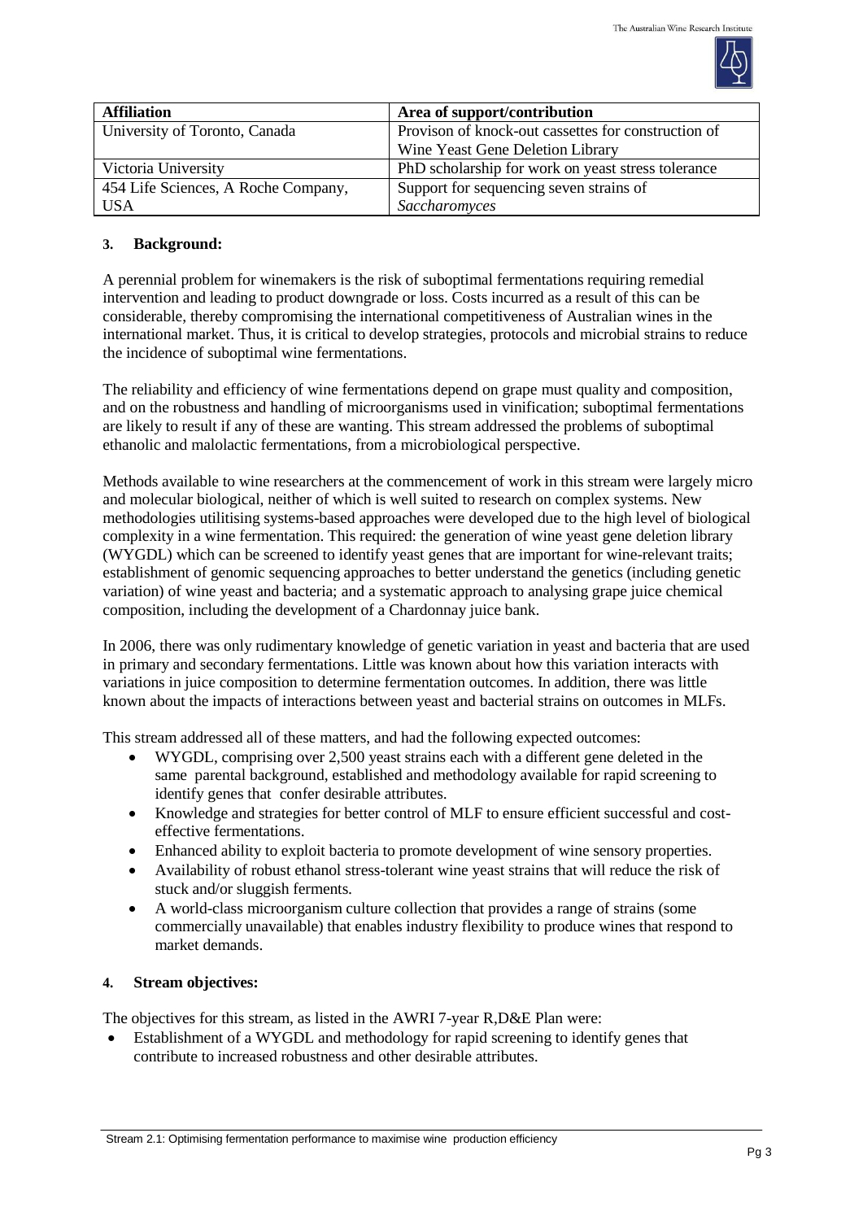| Affiliation | Area of support/contribution |
| --- | --- |
| University of Toronto, Canada | Provison of knock-out cassettes for construction of Wine Yeast Gene Deletion Library |
| Victoria University | PhD scholarship for work on yeast stress tolerance |
| 454 Life Sciences, A Roche Company, USA | Support for sequencing seven strains of *Saccharomyces* |

## 3. Background:

A perennial problem for winemakers is the risk of suboptimal fermentations requiring remedial intervention and leading to product downgrade or loss. Costs incurred as a result of this can be considerable, thereby compromising the international competitiveness of Australian wines in the international market. Thus, it is critical to develop strategies, protocols and microbial strains to reduce the incidence of suboptimal wine fermentations.

The reliability and efficiency of wine fermentations depend on grape must quality and composition, and on the robustness and handling of microorganisms used in vinification; suboptimal fermentations are likely to result if any of these are wanting. This stream addressed the problems of suboptimal ethanolic and malolactic fermentations, from a microbiological perspective.

Methods available to wine researchers at the commencement of work in this stream were largely micro and molecular biological, neither of which is well suited to research on complex systems. New methodologies utilitising systems-based approaches were developed due to the high level of biological complexity in a wine fermentation. This required: the generation of wine yeast gene deletion library (WYGDL) which can be screened to identify yeast genes that are important for wine-relevant traits; establishment of genomic sequencing approaches to better understand the genetics (including genetic variation) of wine yeast and bacteria; and a systematic approach to analysing grape juice chemical composition, including the development of a Chardonnay juice bank.

In 2006, there was only rudimentary knowledge of genetic variation in yeast and bacteria that are used in primary and secondary fermentations. Little was known about how this variation interacts with variations in juice composition to determine fermentation outcomes. In addition, there was little known about the impacts of interactions between yeast and bacterial strains on outcomes in MLFs.

This stream addressed all of these matters, and had the following expected outcomes:

- WYGDL, comprising over 2,500 yeast strains each with a different gene deleted in the same parental background, established and methodology available for rapid screening to identify genes that confer desirable attributes.
- Knowledge and strategies for better control of MLF to ensure efficient successful and cost-effective fermentations.
- Enhanced ability to exploit bacteria to promote development of wine sensory properties.
- Availability of robust ethanol stress-tolerant wine yeast strains that will reduce the risk of stuck and/or sluggish ferments.
- A world-class microorganism culture collection that provides a range of strains (some commercially unavailable) that enables industry flexibility to produce wines that respond to market demands.

## 4. Stream objectives:

The objectives for this stream, as listed in the AWRI 7-year R,D&E Plan were:

- Establishment of a WYGDL and methodology for rapid screening to identify genes that contribute to increased robustness and other desirable attributes.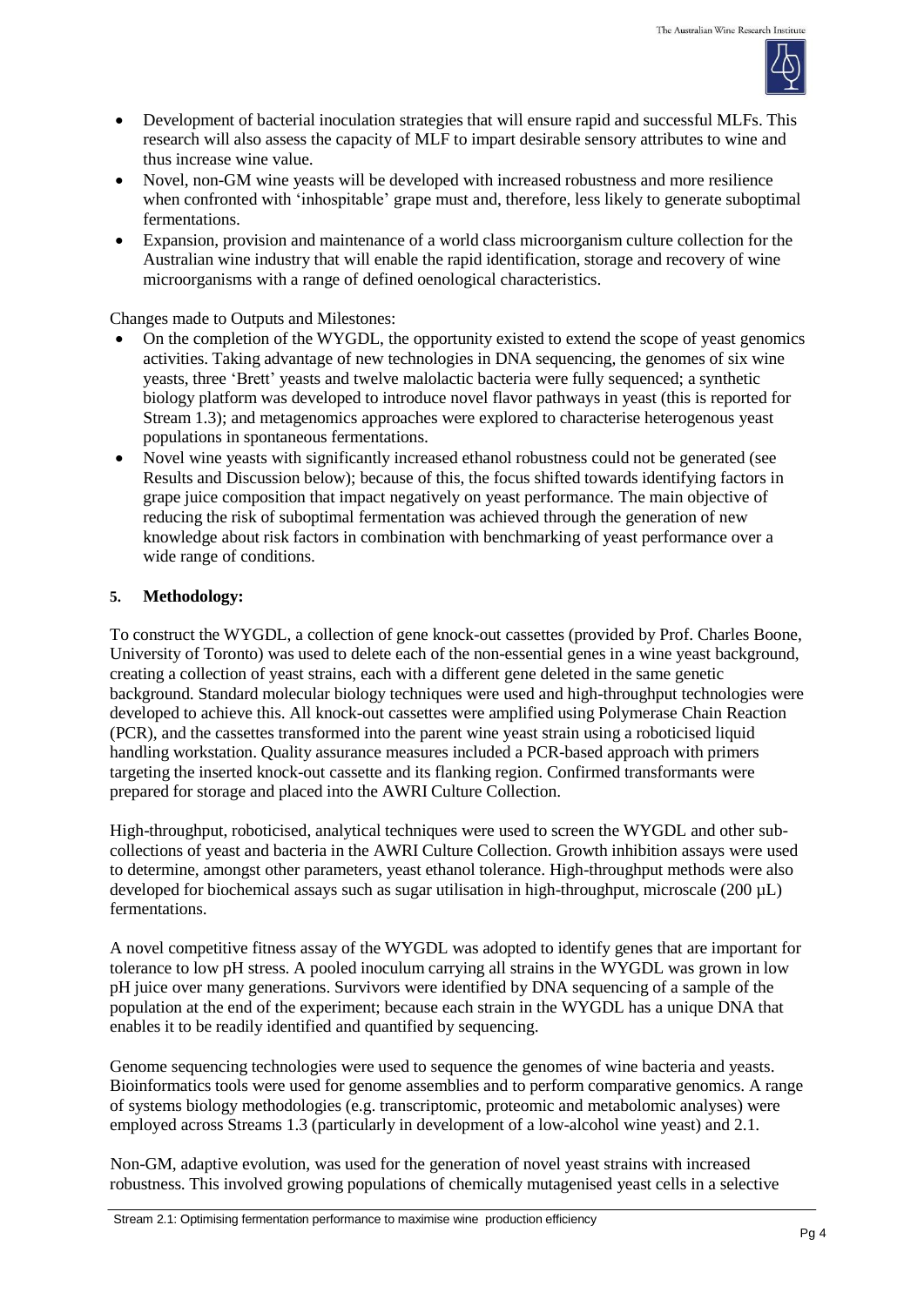- Development of bacterial inoculation strategies that will ensure rapid and successful MLFs. This research will also assess the capacity of MLF to impart desirable sensory attributes to wine and thus increase wine value.
- Novel, non-GM wine yeasts will be developed with increased robustness and more resilience when confronted with 'inhospitable' grape must and, therefore, less likely to generate suboptimal fermentations.
- Expansion, provision and maintenance of a world class microorganism culture collection for the Australian wine industry that will enable the rapid identification, storage and recovery of wine microorganisms with a range of defined oenological characteristics.

Changes made to Outputs and Milestones:

- On the completion of the WYGDL, the opportunity existed to extend the scope of yeast genomics activities. Taking advantage of new technologies in DNA sequencing, the genomes of six wine yeasts, three 'Brett' yeasts and twelve malolactic bacteria were fully sequenced; a synthetic biology platform was developed to introduce novel flavor pathways in yeast (this is reported for Stream 1.3); and metagenomics approaches were explored to characterise heterogenous yeast populations in spontaneous fermentations.
- Novel wine yeasts with significantly increased ethanol robustness could not be generated (see Results and Discussion below); because of this, the focus shifted towards identifying factors in grape juice composition that impact negatively on yeast performance. The main objective of reducing the risk of suboptimal fermentation was achieved through the generation of new knowledge about risk factors in combination with benchmarking of yeast performance over a wide range of conditions.

## 5. Methodology:

To construct the WYGDL, a collection of gene knock-out cassettes (provided by Prof. Charles Boone, University of Toronto) was used to delete each of the non-essential genes in a wine yeast background, creating a collection of yeast strains, each with a different gene deleted in the same genetic background. Standard molecular biology techniques were used and high-throughput technologies were developed to achieve this. All knock-out cassettes were amplified using Polymerase Chain Reaction (PCR), and the cassettes transformed into the parent wine yeast strain using a roboticised liquid handling workstation. Quality assurance measures included a PCR-based approach with primers targeting the inserted knock-out cassette and its flanking region. Confirmed transformants were prepared for storage and placed into the AWRI Culture Collection.

High-throughput, roboticised, analytical techniques were used to screen the WYGDL and other sub-collections of yeast and bacteria in the AWRI Culture Collection. Growth inhibition assays were used to determine, amongst other parameters, yeast ethanol tolerance. High-throughput methods were also developed for biochemical assays such as sugar utilisation in high-throughput, microscale (200 µL) fermentations.

A novel competitive fitness assay of the WYGDL was adopted to identify genes that are important for tolerance to low pH stress. A pooled inoculum carrying all strains in the WYGDL was grown in low pH juice over many generations. Survivors were identified by DNA sequencing of a sample of the population at the end of the experiment; because each strain in the WYGDL has a unique DNA that enables it to be readily identified and quantified by sequencing.

Genome sequencing technologies were used to sequence the genomes of wine bacteria and yeasts. Bioinformatics tools were used for genome assemblies and to perform comparative genomics. A range of systems biology methodologies (e.g. transcriptomic, proteomic and metabolomic analyses) were employed across Streams 1.3 (particularly in development of a low-alcohol wine yeast) and 2.1.

Non-GM, adaptive evolution, was used for the generation of novel yeast strains with increased robustness. This involved growing populations of chemically mutagenised yeast cells in a selective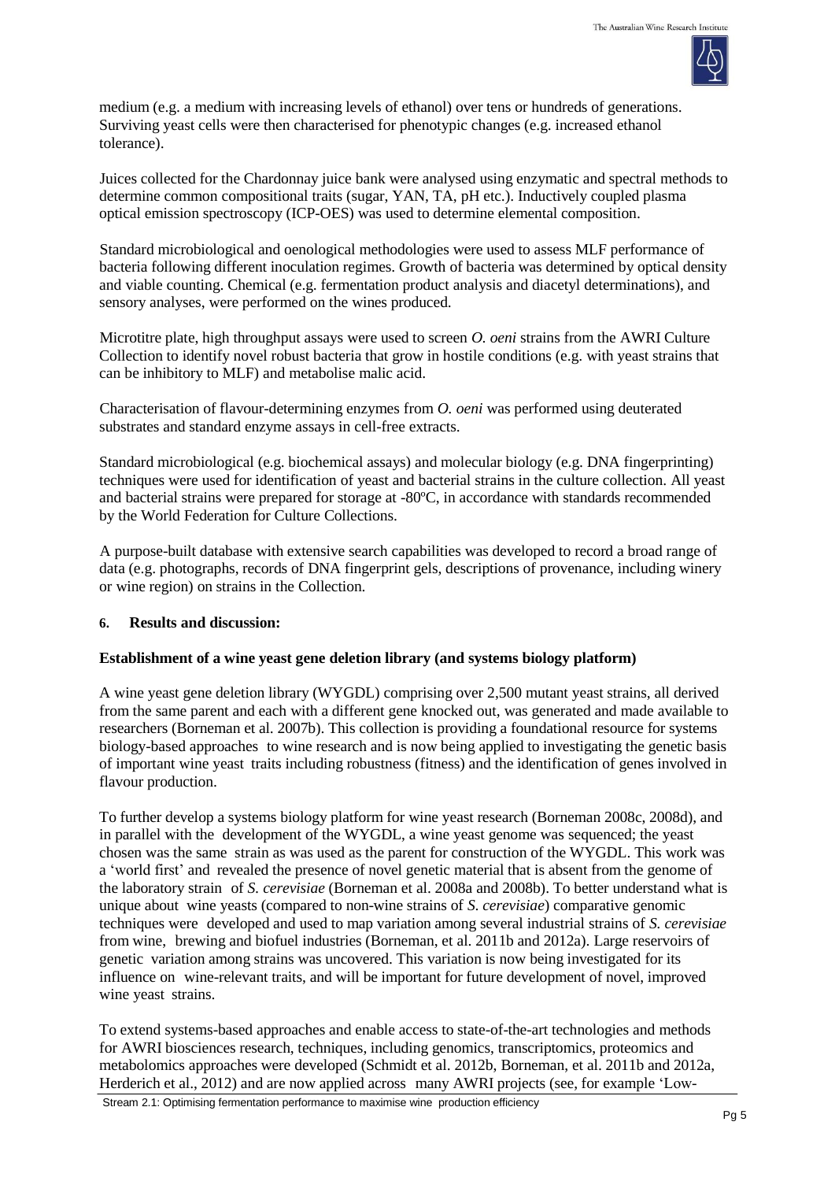medium (e.g. a medium with increasing levels of ethanol) over tens or hundreds of generations. Surviving yeast cells were then characterised for phenotypic changes (e.g. increased ethanol tolerance).

Juices collected for the Chardonnay juice bank were analysed using enzymatic and spectral methods to determine common compositional traits (sugar, YAN, TA, pH etc.). Inductively coupled plasma optical emission spectroscopy (ICP-OES) was used to determine elemental composition.

Standard microbiological and oenological methodologies were used to assess MLF performance of bacteria following different inoculation regimes. Growth of bacteria was determined by optical density and viable counting. Chemical (e.g. fermentation product analysis and diacetyl determinations), and sensory analyses, were performed on the wines produced.

Microtitre plate, high throughput assays were used to screen *O. oeni* strains from the AWRI Culture Collection to identify novel robust bacteria that grow in hostile conditions (e.g. with yeast strains that can be inhibitory to MLF) and metabolise malic acid.

Characterisation of flavour-determining enzymes from *O. oeni* was performed using deuterated substrates and standard enzyme assays in cell-free extracts.

Standard microbiological (e.g. biochemical assays) and molecular biology (e.g. DNA fingerprinting) techniques were used for identification of yeast and bacterial strains in the culture collection. All yeast and bacterial strains were prepared for storage at -80ºC, in accordance with standards recommended by the World Federation for Culture Collections.

A purpose-built database with extensive search capabilities was developed to record a broad range of data (e.g. photographs, records of DNA fingerprint gels, descriptions of provenance, including winery or wine region) on strains in the Collection.

## 6. Results and discussion:

### Establishment of a wine yeast gene deletion library (and systems biology platform)

A wine yeast gene deletion library (WYGDL) comprising over 2,500 mutant yeast strains, all derived from the same parent and each with a different gene knocked out, was generated and made available to researchers (Borneman et al. 2007b). This collection is providing a foundational resource for systems biology-based approaches to wine research and is now being applied to investigating the genetic basis of important wine yeast traits including robustness (fitness) and the identification of genes involved in flavour production.

To further develop a systems biology platform for wine yeast research (Borneman 2008c, 2008d), and in parallel with the development of the WYGDL, a wine yeast genome was sequenced; the yeast chosen was the same strain as was used as the parent for construction of the WYGDL. This work was a 'world first' and revealed the presence of novel genetic material that is absent from the genome of the laboratory strain of *S. cerevisiae* (Borneman et al. 2008a and 2008b). To better understand what is unique about wine yeasts (compared to non-wine strains of *S. cerevisiae*) comparative genomic techniques were developed and used to map variation among several industrial strains of *S. cerevisiae* from wine, brewing and biofuel industries (Borneman, et al. 2011b and 2012a). Large reservoirs of genetic variation among strains was uncovered. This variation is now being investigated for its influence on wine-relevant traits, and will be important for future development of novel, improved wine yeast strains.

To extend systems-based approaches and enable access to state-of-the-art technologies and methods for AWRI biosciences research, techniques, including genomics, transcriptomics, proteomics and metabolomics approaches were developed (Schmidt et al. 2012b, Borneman, et al. 2011b and 2012a, Herderich et al., 2012) and are now applied across many AWRI projects (see, for example 'Low-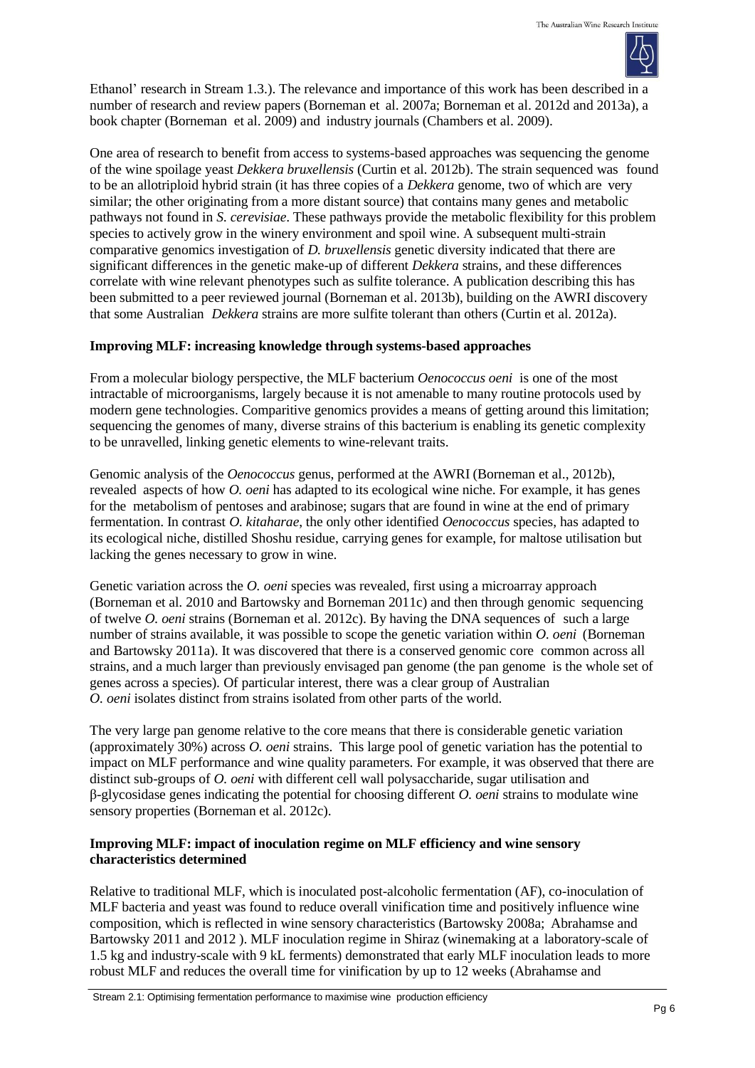Ethanol' research in Stream 1.3.). The relevance and importance of this work has been described in a number of research and review papers (Borneman et al. 2007a; Borneman et al. 2012d and 2013a), a book chapter (Borneman et al. 2009) and industry journals (Chambers et al. 2009).

One area of research to benefit from access to systems-based approaches was sequencing the genome of the wine spoilage yeast *Dekkera bruxellensis* (Curtin et al. 2012b). The strain sequenced was found to be an allotriploid hybrid strain (it has three copies of a *Dekkera* genome, two of which are very similar; the other originating from a more distant source) that contains many genes and metabolic pathways not found in *S. cerevisiae*. These pathways provide the metabolic flexibility for this problem species to actively grow in the winery environment and spoil wine. A subsequent multi-strain comparative genomics investigation of *D. bruxellensis* genetic diversity indicated that there are significant differences in the genetic make-up of different *Dekkera* strains, and these differences correlate with wine relevant phenotypes such as sulfite tolerance. A publication describing this has been submitted to a peer reviewed journal (Borneman et al. 2013b), building on the AWRI discovery that some Australian *Dekkera* strains are more sulfite tolerant than others (Curtin et al. 2012a).

**Improving MLF: increasing knowledge through systems-based approaches**

From a molecular biology perspective, the MLF bacterium *Oenococcus oeni* is one of the most intractable of microorganisms, largely because it is not amenable to many routine protocols used by modern gene technologies. Comparitive genomics provides a means of getting around this limitation; sequencing the genomes of many, diverse strains of this bacterium is enabling its genetic complexity to be unravelled, linking genetic elements to wine-relevant traits.

Genomic analysis of the *Oenococcus* genus, performed at the AWRI (Borneman et al., 2012b), revealed aspects of how *O. oeni* has adapted to its ecological wine niche. For example, it has genes for the metabolism of pentoses and arabinose; sugars that are found in wine at the end of primary fermentation. In contrast *O. kitaharae*, the only other identified *Oenococcus* species, has adapted to its ecological niche, distilled Shoshu residue, carrying genes for example, for maltose utilisation but lacking the genes necessary to grow in wine.

Genetic variation across the *O. oeni* species was revealed, first using a microarray approach (Borneman et al. 2010 and Bartowsky and Borneman 2011c) and then through genomic sequencing of twelve *O. oeni* strains (Borneman et al. 2012c). By having the DNA sequences of such a large number of strains available, it was possible to scope the genetic variation within *O. oeni* (Borneman and Bartowsky 2011a). It was discovered that there is a conserved genomic core common across all strains, and a much larger than previously envisaged pan genome (the pan genome is the whole set of genes across a species). Of particular interest, there was a clear group of Australian *O. oeni* isolates distinct from strains isolated from other parts of the world.

The very large pan genome relative to the core means that there is considerable genetic variation (approximately 30%) across *O. oeni* strains. This large pool of genetic variation has the potential to impact on MLF performance and wine quality parameters. For example, it was observed that there are distinct sub-groups of *O. oeni* with different cell wall polysaccharide, sugar utilisation and β-glycosidase genes indicating the potential for choosing different *O. oeni* strains to modulate wine sensory properties (Borneman et al. 2012c).

**Improving MLF: impact of inoculation regime on MLF efficiency and wine sensory characteristics determined**

Relative to traditional MLF, which is inoculated post-alcoholic fermentation (AF), co-inoculation of MLF bacteria and yeast was found to reduce overall vinification time and positively influence wine composition, which is reflected in wine sensory characteristics (Bartowsky 2008a; Abrahamse and Bartowsky 2011 and 2012 ). MLF inoculation regime in Shiraz (winemaking at a laboratory-scale of 1.5 kg and industry-scale with 9 kL ferments) demonstrated that early MLF inoculation leads to more robust MLF and reduces the overall time for vinification by up to 12 weeks (Abrahamse and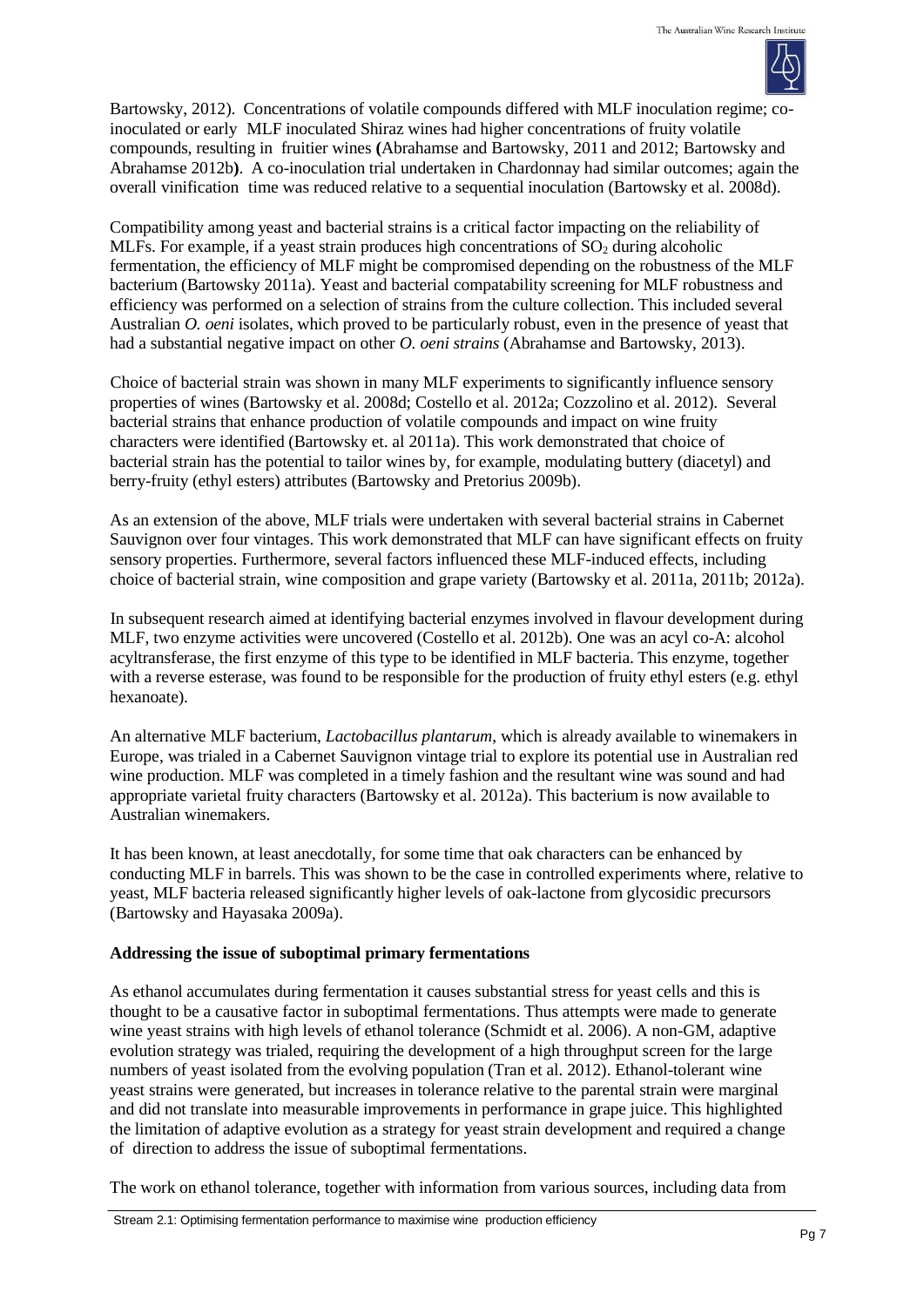Bartowsky, 2012). Concentrations of volatile compounds differed with MLF inoculation regime; co-inoculated or early MLF inoculated Shiraz wines had higher concentrations of fruity volatile compounds, resulting in fruitier wines **(**Abrahamse and Bartowsky, 2011 and 2012; Bartowsky and Abrahamse 2012b**)**. A co-inoculation trial undertaken in Chardonnay had similar outcomes; again the overall vinification time was reduced relative to a sequential inoculation (Bartowsky et al. 2008d).

Compatibility among yeast and bacterial strains is a critical factor impacting on the reliability of MLFs. For example, if a yeast strain produces high concentrations of $SO_2$ during alcoholic fermentation, the efficiency of MLF might be compromised depending on the robustness of the MLF bacterium (Bartowsky 2011a). Yeast and bacterial compatability screening for MLF robustness and efficiency was performed on a selection of strains from the culture collection. This included several Australian *O. oeni* isolates, which proved to be particularly robust, even in the presence of yeast that had a substantial negative impact on other *O. oeni strains* (Abrahamse and Bartowsky, 2013).

Choice of bacterial strain was shown in many MLF experiments to significantly influence sensory properties of wines (Bartowsky et al. 2008d; Costello et al. 2012a; Cozzolino et al. 2012). Several bacterial strains that enhance production of volatile compounds and impact on wine fruity characters were identified (Bartowsky et. al 2011a). This work demonstrated that choice of bacterial strain has the potential to tailor wines by, for example, modulating buttery (diacetyl) and berry-fruity (ethyl esters) attributes (Bartowsky and Pretorius 2009b).

As an extension of the above, MLF trials were undertaken with several bacterial strains in Cabernet Sauvignon over four vintages. This work demonstrated that MLF can have significant effects on fruity sensory properties. Furthermore, several factors influenced these MLF-induced effects, including choice of bacterial strain, wine composition and grape variety (Bartowsky et al. 2011a, 2011b; 2012a).

In subsequent research aimed at identifying bacterial enzymes involved in flavour development during MLF, two enzyme activities were uncovered (Costello et al. 2012b). One was an acyl co-A: alcohol acyltransferase, the first enzyme of this type to be identified in MLF bacteria. This enzyme, together with a reverse esterase, was found to be responsible for the production of fruity ethyl esters (e.g. ethyl hexanoate).

An alternative MLF bacterium, *Lactobacillus plantarum*, which is already available to winemakers in Europe, was trialed in a Cabernet Sauvignon vintage trial to explore its potential use in Australian red wine production. MLF was completed in a timely fashion and the resultant wine was sound and had appropriate varietal fruity characters (Bartowsky et al. 2012a). This bacterium is now available to Australian winemakers.

It has been known, at least anecdotally, for some time that oak characters can be enhanced by conducting MLF in barrels. This was shown to be the case in controlled experiments where, relative to yeast, MLF bacteria released significantly higher levels of oak-lactone from glycosidic precursors (Bartowsky and Hayasaka 2009a).

**Addressing the issue of suboptimal primary fermentations**

As ethanol accumulates during fermentation it causes substantial stress for yeast cells and this is thought to be a causative factor in suboptimal fermentations. Thus attempts were made to generate wine yeast strains with high levels of ethanol tolerance (Schmidt et al. 2006). A non-GM, adaptive evolution strategy was trialed, requiring the development of a high throughput screen for the large numbers of yeast isolated from the evolving population (Tran et al. 2012). Ethanol-tolerant wine yeast strains were generated, but increases in tolerance relative to the parental strain were marginal and did not translate into measurable improvements in performance in grape juice. This highlighted the limitation of adaptive evolution as a strategy for yeast strain development and required a change of direction to address the issue of suboptimal fermentations.

The work on ethanol tolerance, together with information from various sources, including data from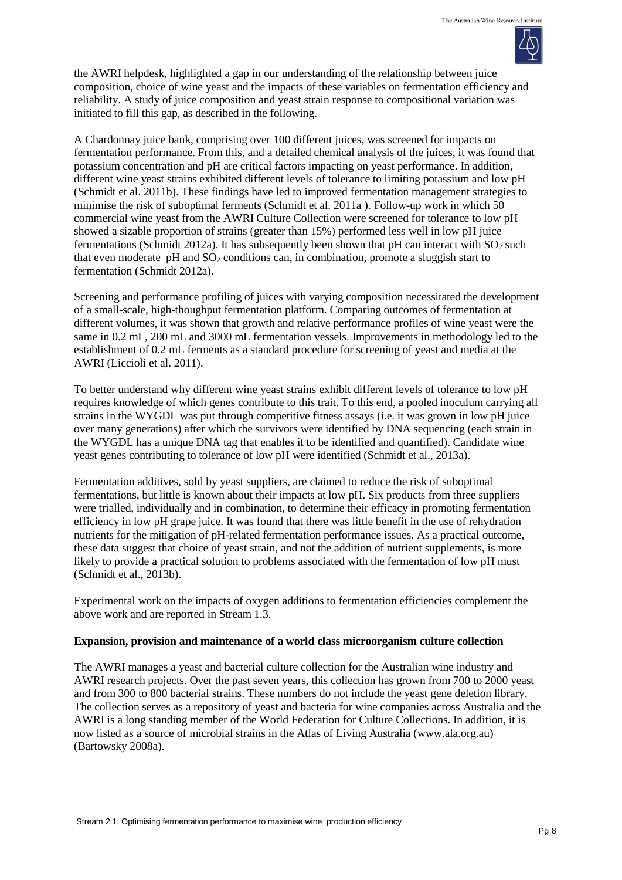the AWRI helpdesk, highlighted a gap in our understanding of the relationship between juice composition, choice of wine yeast and the impacts of these variables on fermentation efficiency and reliability. A study of juice composition and yeast strain response to compositional variation was initiated to fill this gap, as described in the following.

A Chardonnay juice bank, comprising over 100 different juices, was screened for impacts on fermentation performance. From this, and a detailed chemical analysis of the juices, it was found that potassium concentration and pH are critical factors impacting on yeast performance. In addition, different wine yeast strains exhibited different levels of tolerance to limiting potassium and low pH (Schmidt et al. 2011b). These findings have led to improved fermentation management strategies to minimise the risk of suboptimal ferments (Schmidt et al. 2011a ). Follow-up work in which 50 commercial wine yeast from the AWRI Culture Collection were screened for tolerance to low pH showed a sizable proportion of strains (greater than 15%) performed less well in low pH juice fermentations (Schmidt 2012a). It has subsequently been shown that pH can interact with $SO_2$ such that even moderate pH and $SO_2$ conditions can, in combination, promote a sluggish start to fermentation (Schmidt 2012a).

Screening and performance profiling of juices with varying composition necessitated the development of a small-scale, high-thoughput fermentation platform. Comparing outcomes of fermentation at different volumes, it was shown that growth and relative performance profiles of wine yeast were the same in 0.2 mL, 200 mL and 3000 mL fermentation vessels. Improvements in methodology led to the establishment of 0.2 mL ferments as a standard procedure for screening of yeast and media at the AWRI (Liccioli et al. 2011).

To better understand why different wine yeast strains exhibit different levels of tolerance to low pH requires knowledge of which genes contribute to this trait. To this end, a pooled inoculum carrying all strains in the WYGDL was put through competitive fitness assays (i.e. it was grown in low pH juice over many generations) after which the survivors were identified by DNA sequencing (each strain in the WYGDL has a unique DNA tag that enables it to be identified and quantified). Candidate wine yeast genes contributing to tolerance of low pH were identified (Schmidt et al., 2013a).

Fermentation additives, sold by yeast suppliers, are claimed to reduce the risk of suboptimal fermentations, but little is known about their impacts at low pH. Six products from three suppliers were trialled, individually and in combination, to determine their efficacy in promoting fermentation efficiency in low pH grape juice. It was found that there was little benefit in the use of rehydration nutrients for the mitigation of pH-related fermentation performance issues. As a practical outcome, these data suggest that choice of yeast strain, and not the addition of nutrient supplements, is more likely to provide a practical solution to problems associated with the fermentation of low pH must (Schmidt et al., 2013b).

Experimental work on the impacts of oxygen additions to fermentation efficiencies complement the above work and are reported in Stream 1.3.

**Expansion, provision and maintenance of a world class microorganism culture collection**

The AWRI manages a yeast and bacterial culture collection for the Australian wine industry and AWRI research projects. Over the past seven years, this collection has grown from 700 to 2000 yeast and from 300 to 800 bacterial strains. These numbers do not include the yeast gene deletion library. The collection serves as a repository of yeast and bacteria for wine companies across Australia and the AWRI is a long standing member of the World Federation for Culture Collections. In addition, it is now listed as a source of microbial strains in the Atlas of Living Australia (www.ala.org.au) (Bartowsky 2008a).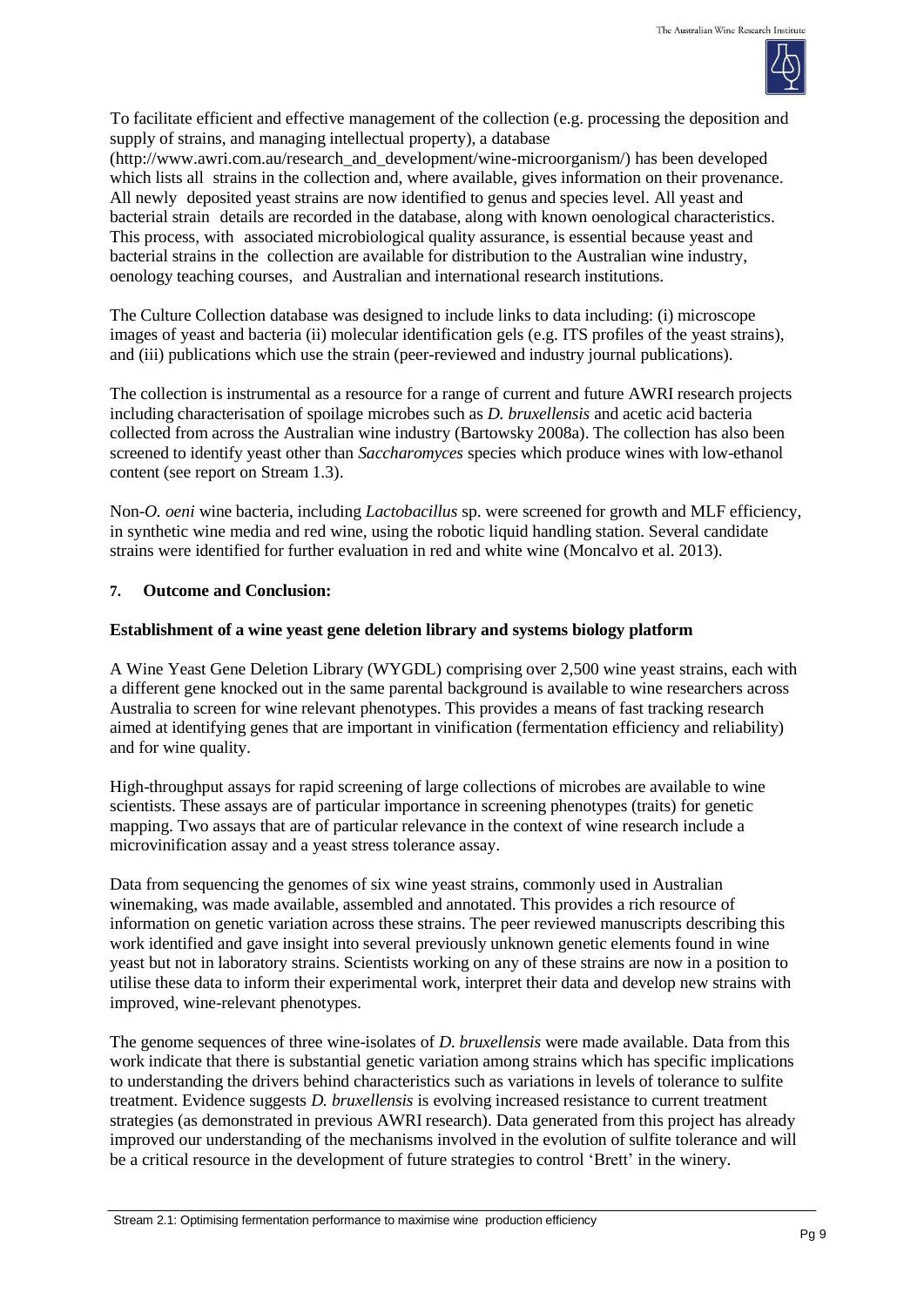To facilitate efficient and effective management of the collection (e.g. processing the deposition and supply of strains, and managing intellectual property), a database (http://www.awri.com.au/research_and_development/wine-microorganism/) has been developed which lists all strains in the collection and, where available, gives information on their provenance. All newly deposited yeast strains are now identified to genus and species level. All yeast and bacterial strain details are recorded in the database, along with known oenological characteristics. This process, with associated microbiological quality assurance, is essential because yeast and bacterial strains in the collection are available for distribution to the Australian wine industry, oenology teaching courses, and Australian and international research institutions.

The Culture Collection database was designed to include links to data including: (i) microscope images of yeast and bacteria (ii) molecular identification gels (e.g. ITS profiles of the yeast strains), and (iii) publications which use the strain (peer-reviewed and industry journal publications).

The collection is instrumental as a resource for a range of current and future AWRI research projects including characterisation of spoilage microbes such as *D. bruxellensis* and acetic acid bacteria collected from across the Australian wine industry (Bartowsky 2008a). The collection has also been screened to identify yeast other than *Saccharomyces* species which produce wines with low-ethanol content (see report on Stream 1.3).

Non-*O. oeni* wine bacteria, including *Lactobacillus* sp. were screened for growth and MLF efficiency, in synthetic wine media and red wine, using the robotic liquid handling station. Several candidate strains were identified for further evaluation in red and white wine (Moncalvo et al. 2013).

## 7. Outcome and Conclusion:

### Establishment of a wine yeast gene deletion library and systems biology platform

A Wine Yeast Gene Deletion Library (WYGDL) comprising over 2,500 wine yeast strains, each with a different gene knocked out in the same parental background is available to wine researchers across Australia to screen for wine relevant phenotypes. This provides a means of fast tracking research aimed at identifying genes that are important in vinification (fermentation efficiency and reliability) and for wine quality.

High-throughput assays for rapid screening of large collections of microbes are available to wine scientists. These assays are of particular importance in screening phenotypes (traits) for genetic mapping. Two assays that are of particular relevance in the context of wine research include a microvinification assay and a yeast stress tolerance assay.

Data from sequencing the genomes of six wine yeast strains, commonly used in Australian winemaking, was made available, assembled and annotated. This provides a rich resource of information on genetic variation across these strains. The peer reviewed manuscripts describing this work identified and gave insight into several previously unknown genetic elements found in wine yeast but not in laboratory strains. Scientists working on any of these strains are now in a position to utilise these data to inform their experimental work, interpret their data and develop new strains with improved, wine-relevant phenotypes.

The genome sequences of three wine-isolates of *D. bruxellensis* were made available. Data from this work indicate that there is substantial genetic variation among strains which has specific implications to understanding the drivers behind characteristics such as variations in levels of tolerance to sulfite treatment. Evidence suggests *D. bruxellensis* is evolving increased resistance to current treatment strategies (as demonstrated in previous AWRI research). Data generated from this project has already improved our understanding of the mechanisms involved in the evolution of sulfite tolerance and will be a critical resource in the development of future strategies to control 'Brett' in the winery.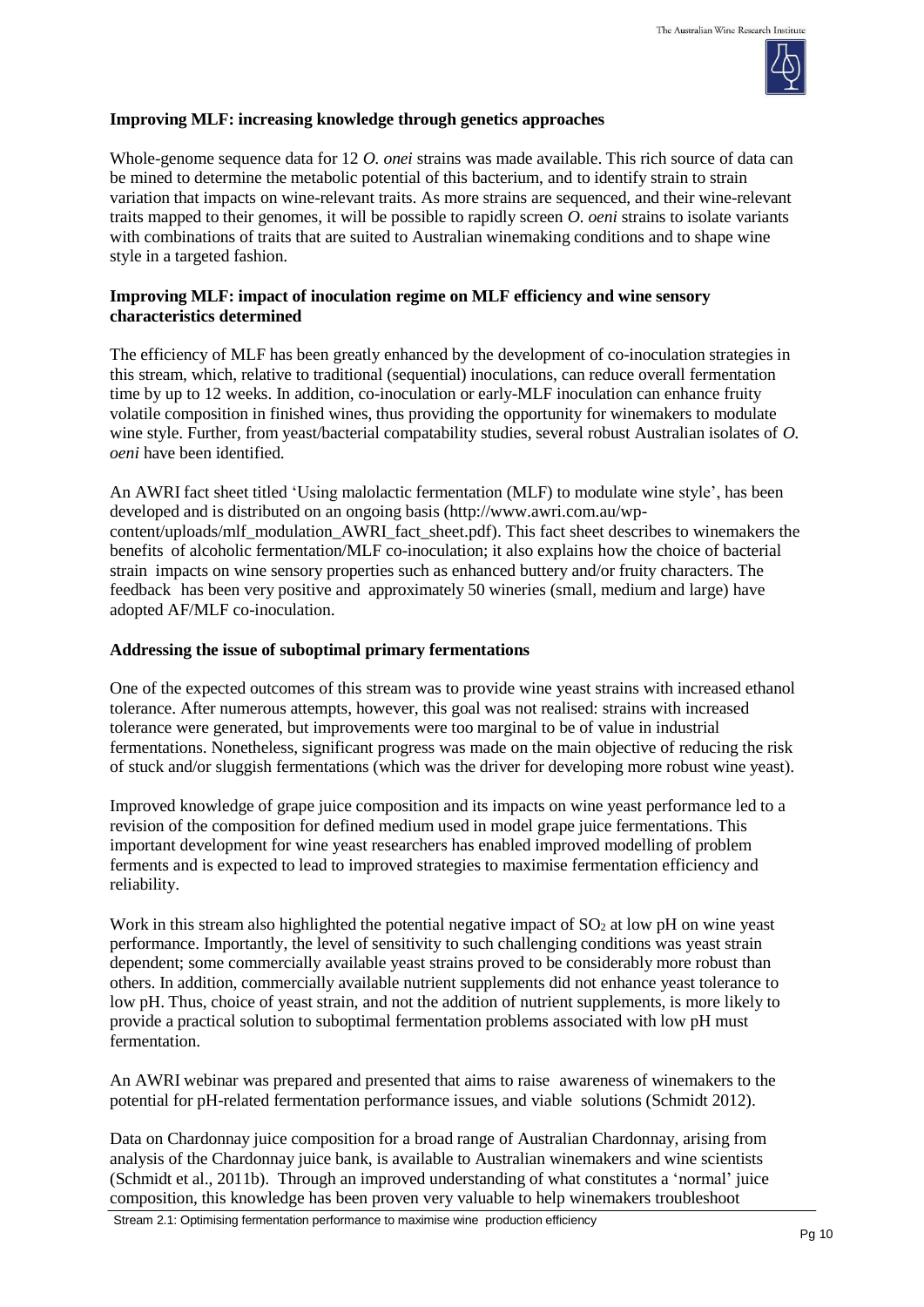**Improving MLF: increasing knowledge through genetics approaches**

Whole-genome sequence data for 12 *O. onei* strains was made available. This rich source of data can be mined to determine the metabolic potential of this bacterium, and to identify strain to strain variation that impacts on wine-relevant traits. As more strains are sequenced, and their wine-relevant traits mapped to their genomes, it will be possible to rapidly screen *O. oeni* strains to isolate variants with combinations of traits that are suited to Australian winemaking conditions and to shape wine style in a targeted fashion.

**Improving MLF: impact of inoculation regime on MLF efficiency and wine sensory characteristics determined**

The efficiency of MLF has been greatly enhanced by the development of co-inoculation strategies in this stream, which, relative to traditional (sequential) inoculations, can reduce overall fermentation time by up to 12 weeks. In addition, co-inoculation or early-MLF inoculation can enhance fruity volatile composition in finished wines, thus providing the opportunity for winemakers to modulate wine style. Further, from yeast/bacterial compatability studies, several robust Australian isolates of *O. oeni* have been identified.

An AWRI fact sheet titled 'Using malolactic fermentation (MLF) to modulate wine style', has been developed and is distributed on an ongoing basis (http://www.awri.com.au/wp-content/uploads/mlf_modulation_AWRI_fact_sheet.pdf). This fact sheet describes to winemakers the benefits of alcoholic fermentation/MLF co-inoculation; it also explains how the choice of bacterial strain impacts on wine sensory properties such as enhanced buttery and/or fruity characters. The feedback has been very positive and approximately 50 wineries (small, medium and large) have adopted AF/MLF co-inoculation.

**Addressing the issue of suboptimal primary fermentations**

One of the expected outcomes of this stream was to provide wine yeast strains with increased ethanol tolerance. After numerous attempts, however, this goal was not realised: strains with increased tolerance were generated, but improvements were too marginal to be of value in industrial fermentations. Nonetheless, significant progress was made on the main objective of reducing the risk of stuck and/or sluggish fermentations (which was the driver for developing more robust wine yeast).

Improved knowledge of grape juice composition and its impacts on wine yeast performance led to a revision of the composition for defined medium used in model grape juice fermentations. This important development for wine yeast researchers has enabled improved modelling of problem ferments and is expected to lead to improved strategies to maximise fermentation efficiency and reliability.

Work in this stream also highlighted the potential negative impact of $SO_2$ at low pH on wine yeast performance. Importantly, the level of sensitivity to such challenging conditions was yeast strain dependent; some commercially available yeast strains proved to be considerably more robust than others. In addition, commercially available nutrient supplements did not enhance yeast tolerance to low pH. Thus, choice of yeast strain, and not the addition of nutrient supplements, is more likely to provide a practical solution to suboptimal fermentation problems associated with low pH must fermentation.

An AWRI webinar was prepared and presented that aims to raise awareness of winemakers to the potential for pH-related fermentation performance issues, and viable solutions (Schmidt 2012).

Data on Chardonnay juice composition for a broad range of Australian Chardonnay, arising from analysis of the Chardonnay juice bank, is available to Australian winemakers and wine scientists (Schmidt et al., 2011b). Through an improved understanding of what constitutes a 'normal' juice composition, this knowledge has been proven very valuable to help winemakers troubleshoot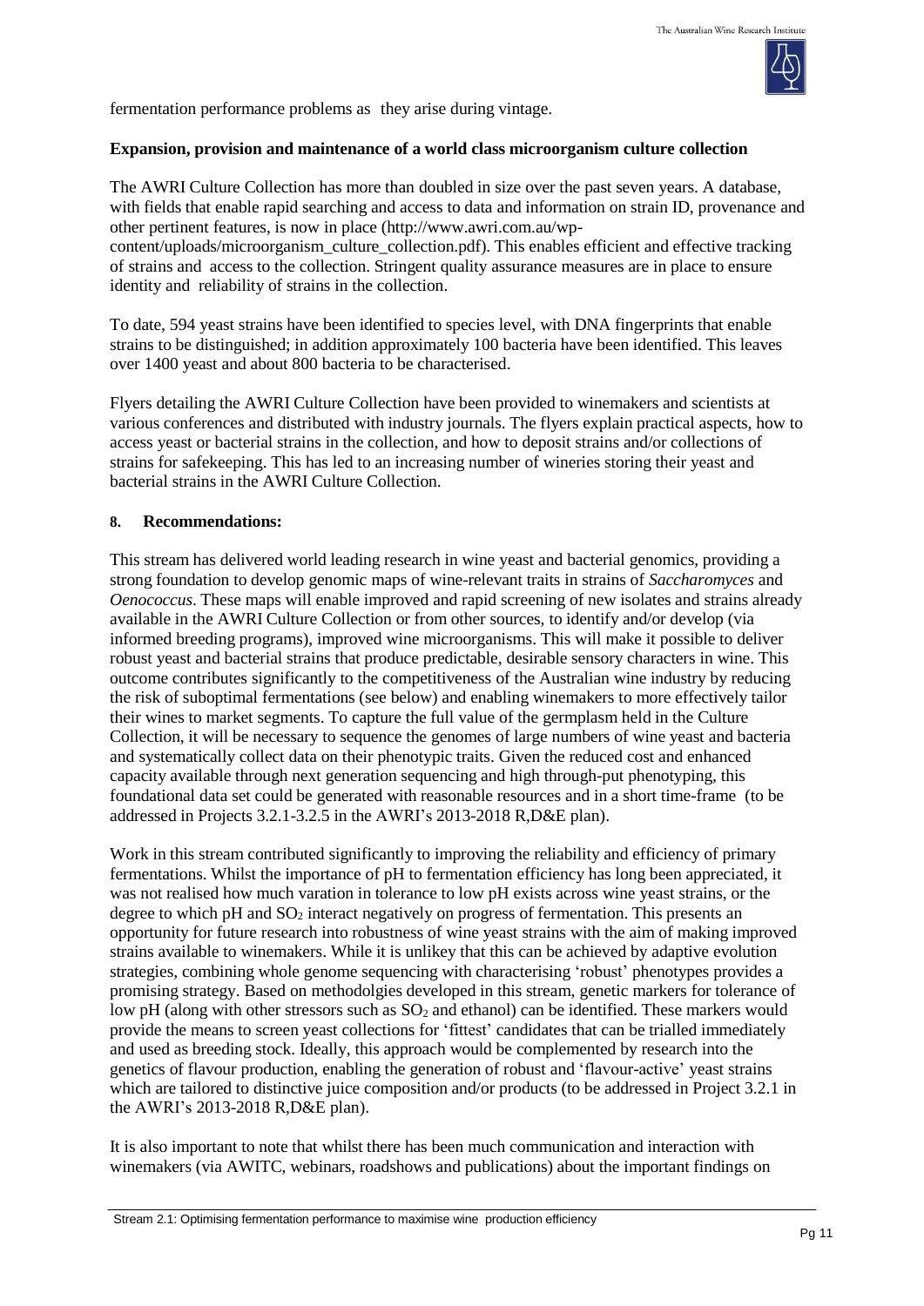fermentation performance problems as they arise during vintage.

**Expansion, provision and maintenance of a world class microorganism culture collection**

The AWRI Culture Collection has more than doubled in size over the past seven years. A database, with fields that enable rapid searching and access to data and information on strain ID, provenance and other pertinent features, is now in place (http://www.awri.com.au/wp-content/uploads/microorganism_culture_collection.pdf). This enables efficient and effective tracking of strains and access to the collection. Stringent quality assurance measures are in place to ensure identity and reliability of strains in the collection.

To date, 594 yeast strains have been identified to species level, with DNA fingerprints that enable strains to be distinguished; in addition approximately 100 bacteria have been identified. This leaves over 1400 yeast and about 800 bacteria to be characterised.

Flyers detailing the AWRI Culture Collection have been provided to winemakers and scientists at various conferences and distributed with industry journals. The flyers explain practical aspects, how to access yeast or bacterial strains in the collection, and how to deposit strains and/or collections of strains for safekeeping. This has led to an increasing number of wineries storing their yeast and bacterial strains in the AWRI Culture Collection.

## 8. Recommendations:

This stream has delivered world leading research in wine yeast and bacterial genomics, providing a strong foundation to develop genomic maps of wine-relevant traits in strains of *Saccharomyces* and *Oenococcus*. These maps will enable improved and rapid screening of new isolates and strains already available in the AWRI Culture Collection or from other sources, to identify and/or develop (via informed breeding programs), improved wine microorganisms. This will make it possible to deliver robust yeast and bacterial strains that produce predictable, desirable sensory characters in wine. This outcome contributes significantly to the competitiveness of the Australian wine industry by reducing the risk of suboptimal fermentations (see below) and enabling winemakers to more effectively tailor their wines to market segments. To capture the full value of the germplasm held in the Culture Collection, it will be necessary to sequence the genomes of large numbers of wine yeast and bacteria and systematically collect data on their phenotypic traits. Given the reduced cost and enhanced capacity available through next generation sequencing and high through-put phenotyping, this foundational data set could be generated with reasonable resources and in a short time-frame (to be addressed in Projects 3.2.1-3.2.5 in the AWRI's 2013-2018 R,D&E plan).

Work in this stream contributed significantly to improving the reliability and efficiency of primary fermentations. Whilst the importance of pH to fermentation efficiency has long been appreciated, it was not realised how much varation in tolerance to low pH exists across wine yeast strains, or the degree to which pH and $SO_2$ interact negatively on progress of fermentation. This presents an opportunity for future research into robustness of wine yeast strains with the aim of making improved strains available to winemakers. While it is unlikey that this can be achieved by adaptive evolution strategies, combining whole genome sequencing with characterising 'robust' phenotypes provides a promising strategy. Based on methodolgies developed in this stream, genetic markers for tolerance of low pH (along with other stressors such as $SO_2$ and ethanol) can be identified. These markers would provide the means to screen yeast collections for 'fittest' candidates that can be trialled immediately and used as breeding stock. Ideally, this approach would be complemented by research into the genetics of flavour production, enabling the generation of robust and 'flavour-active' yeast strains which are tailored to distinctive juice composition and/or products (to be addressed in Project 3.2.1 in the AWRI's 2013-2018 R,D&E plan).

It is also important to note that whilst there has been much communication and interaction with winemakers (via AWITC, webinars, roadshows and publications) about the important findings on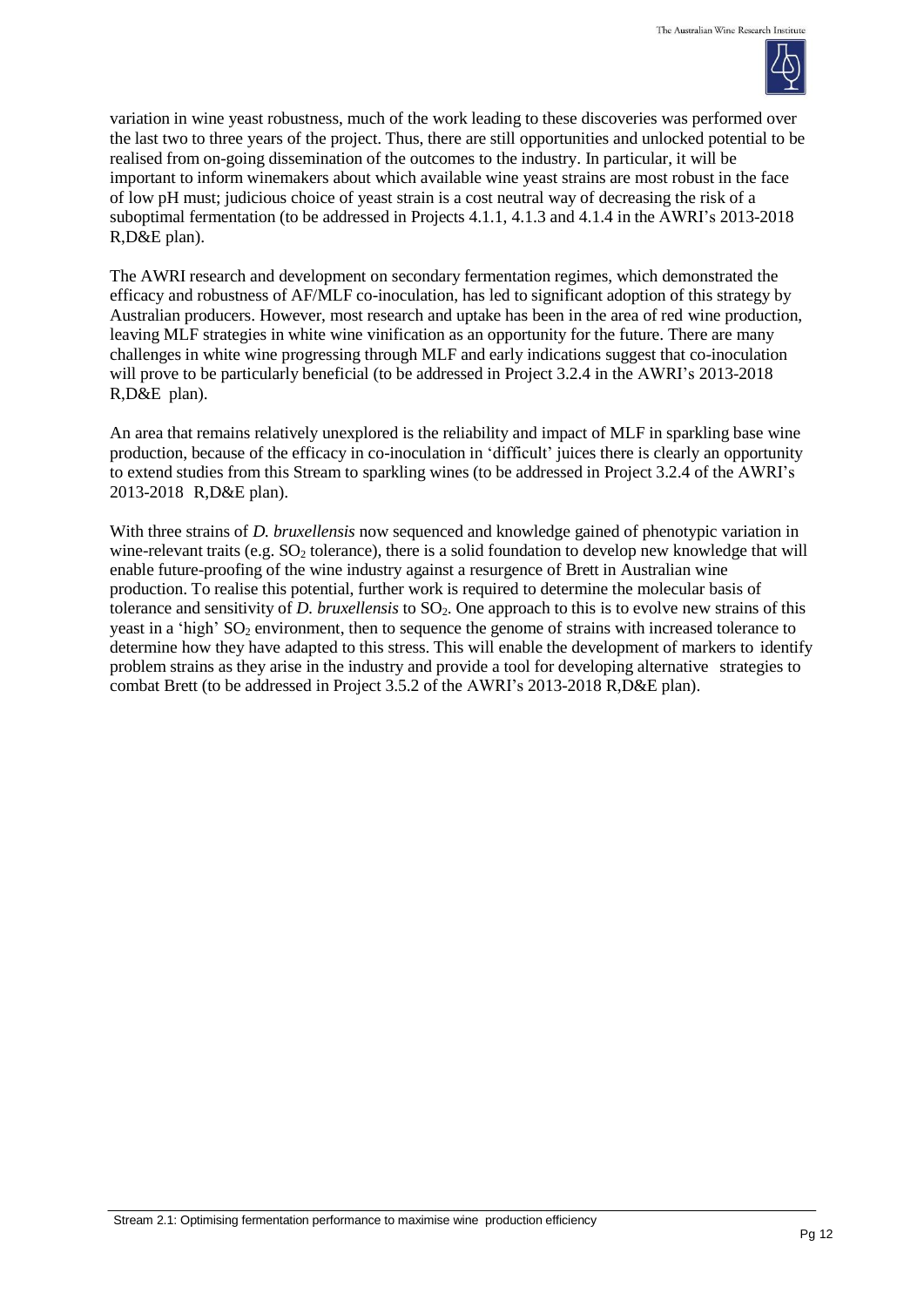variation in wine yeast robustness, much of the work leading to these discoveries was performed over the last two to three years of the project. Thus, there are still opportunities and unlocked potential to be realised from on-going dissemination of the outcomes to the industry. In particular, it will be important to inform winemakers about which available wine yeast strains are most robust in the face of low pH must; judicious choice of yeast strain is a cost neutral way of decreasing the risk of a suboptimal fermentation (to be addressed in Projects 4.1.1, 4.1.3 and 4.1.4 in the AWRI's 2013-2018 R,D&E plan).

The AWRI research and development on secondary fermentation regimes, which demonstrated the efficacy and robustness of AF/MLF co-inoculation, has led to significant adoption of this strategy by Australian producers. However, most research and uptake has been in the area of red wine production, leaving MLF strategies in white wine vinification as an opportunity for the future. There are many challenges in white wine progressing through MLF and early indications suggest that co-inoculation will prove to be particularly beneficial (to be addressed in Project 3.2.4 in the AWRI's 2013-2018 R,D&E plan).

An area that remains relatively unexplored is the reliability and impact of MLF in sparkling base wine production, because of the efficacy in co-inoculation in 'difficult' juices there is clearly an opportunity to extend studies from this Stream to sparkling wines (to be addressed in Project 3.2.4 of the AWRI's 2013-2018 R,D&E plan).

With three strains of *D. bruxellensis* now sequenced and knowledge gained of phenotypic variation in wine-relevant traits (e.g. $SO_2$ tolerance), there is a solid foundation to develop new knowledge that will enable future-proofing of the wine industry against a resurgence of Brett in Australian wine production. To realise this potential, further work is required to determine the molecular basis of tolerance and sensitivity of *D. bruxellensis* to $SO_2$. One approach to this is to evolve new strains of this yeast in a 'high' $SO_2$ environment, then to sequence the genome of strains with increased tolerance to determine how they have adapted to this stress. This will enable the development of markers to identify problem strains as they arise in the industry and provide a tool for developing alternative strategies to combat Brett (to be addressed in Project 3.5.2 of the AWRI's 2013-2018 R,D&E plan).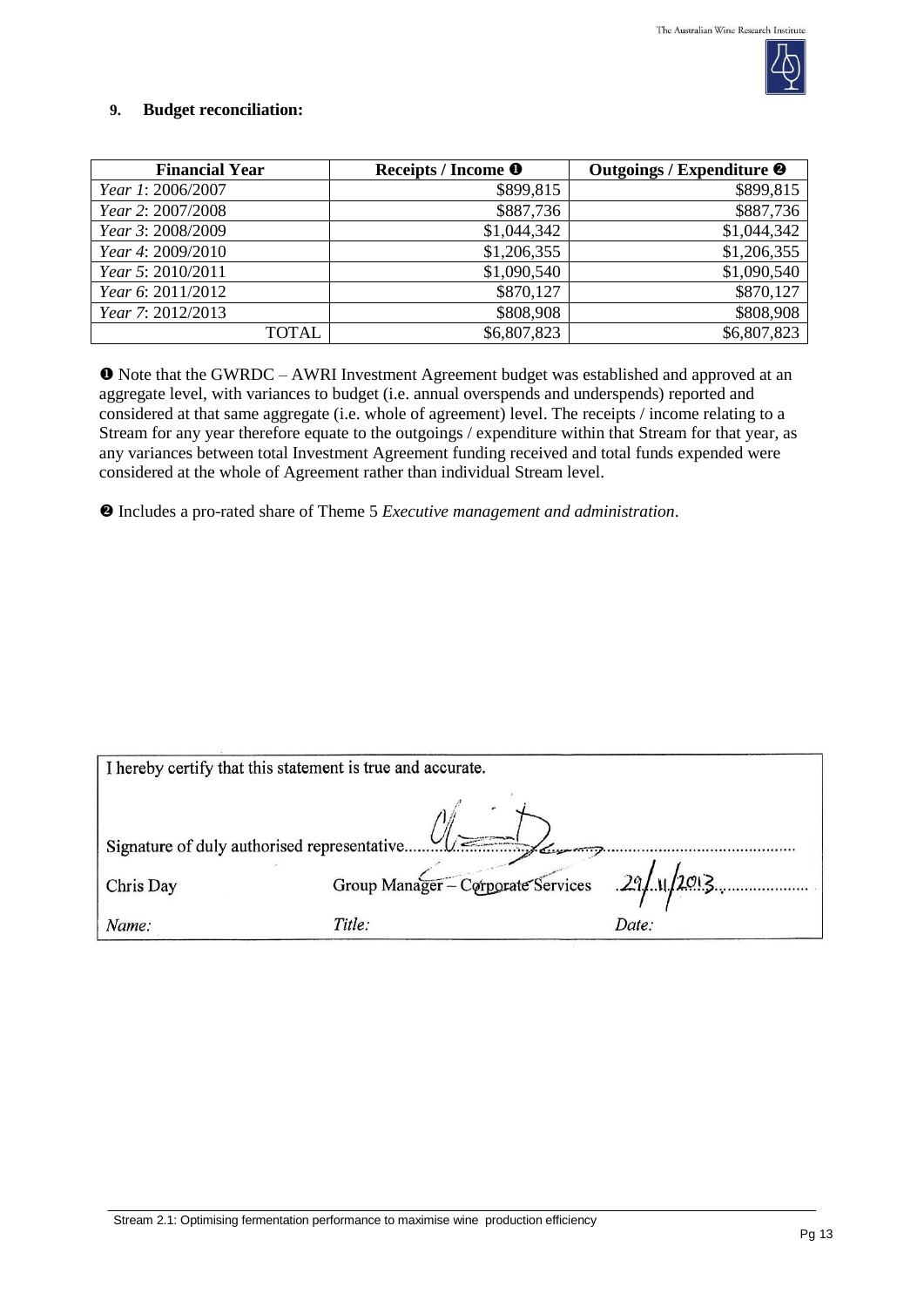## 9. Budget reconciliation:

| Financial Year | Receipts / Income ❶ | Outgoings / Expenditure ❷ |
|---|---|---|
| *Year 1*: 2006/2007 | $899,815 | $899,815 |
| *Year 2*: 2007/2008 | $887,736 | $887,736 |
| *Year 3*: 2008/2009 | $1,044,342 | $1,044,342 |
| *Year 4*: 2009/2010 | $1,206,355 | $1,206,355 |
| *Year 5*: 2010/2011 | $1,090,540 | $1,090,540 |
| *Year 6*: 2011/2012 | $870,127 | $870,127 |
| *Year 7*: 2012/2013 | $808,908 | $808,908 |
| TOTAL | $6,807,823 | $6,807,823 |

❶ Note that the GWRDC – AWRI Investment Agreement budget was established and approved at an aggregate level, with variances to budget (i.e. annual overspends and underspends) reported and considered at that same aggregate (i.e. whole of agreement) level. The receipts / income relating to a Stream for any year therefore equate to the outgoings / expenditure within that Stream for that year, as any variances between total Investment Agreement funding received and total funds expended were considered at the whole of Agreement rather than individual Stream level.

❷ Includes a pro-rated share of Theme 5 *Executive management and administration*.

I hereby certify that this statement is true and accurate.

Signature of duly authorised representative......................................................

| Chris Day | Group Manager – Corporate Services | 29/11/2013 |
|---|---|---|
| *Name:* | *Title:* | *Date:* |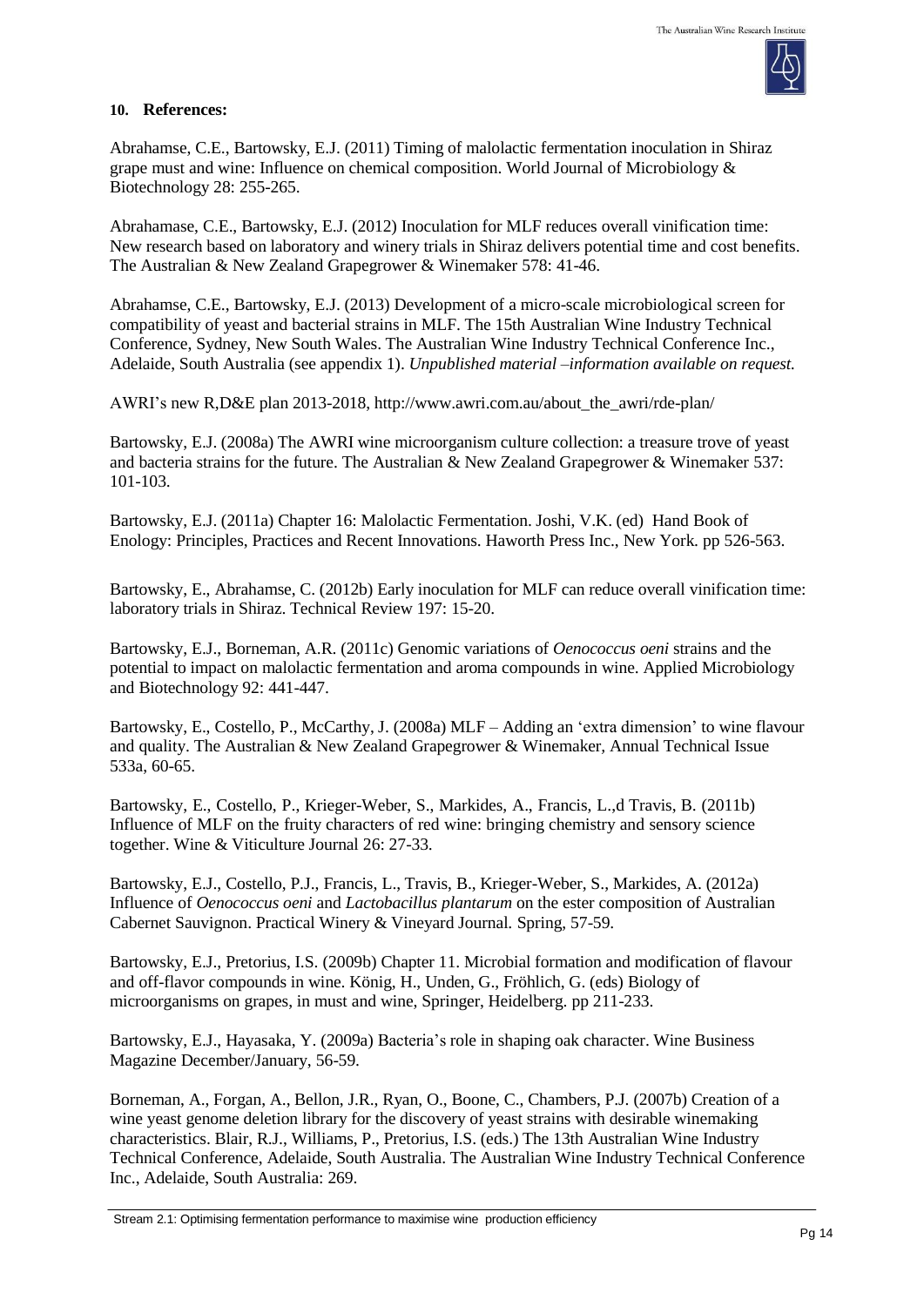## 10. References:

Abrahamse, C.E., Bartowsky, E.J. (2011) Timing of malolactic fermentation inoculation in Shiraz grape must and wine: Influence on chemical composition. World Journal of Microbiology & Biotechnology 28: 255-265.

Abrahamase, C.E., Bartowsky, E.J. (2012) Inoculation for MLF reduces overall vinification time: New research based on laboratory and winery trials in Shiraz delivers potential time and cost benefits. The Australian & New Zealand Grapegrower & Winemaker 578: 41-46.

Abrahamse, C.E., Bartowsky, E.J. (2013) Development of a micro-scale microbiological screen for compatibility of yeast and bacterial strains in MLF. The 15th Australian Wine Industry Technical Conference, Sydney, New South Wales. The Australian Wine Industry Technical Conference Inc., Adelaide, South Australia (see appendix 1). *Unpublished material –information available on request.*

AWRI's new R,D&E plan 2013-2018, http://www.awri.com.au/about_the_awri/rde-plan/

Bartowsky, E.J. (2008a) The AWRI wine microorganism culture collection: a treasure trove of yeast and bacteria strains for the future. The Australian & New Zealand Grapegrower & Winemaker 537: 101-103.

Bartowsky, E.J. (2011a) Chapter 16: Malolactic Fermentation. Joshi, V.K. (ed) Hand Book of Enology: Principles, Practices and Recent Innovations. Haworth Press Inc., New York. pp 526-563.

Bartowsky, E., Abrahamse, C. (2012b) Early inoculation for MLF can reduce overall vinification time: laboratory trials in Shiraz. Technical Review 197: 15-20.

Bartowsky, E.J., Borneman, A.R. (2011c) Genomic variations of *Oenococcus oeni* strains and the potential to impact on malolactic fermentation and aroma compounds in wine. Applied Microbiology and Biotechnology 92: 441-447.

Bartowsky, E., Costello, P., McCarthy, J. (2008a) MLF – Adding an 'extra dimension' to wine flavour and quality. The Australian & New Zealand Grapegrower & Winemaker, Annual Technical Issue 533a, 60-65.

Bartowsky, E., Costello, P., Krieger-Weber, S., Markides, A., Francis, L.,d Travis, B. (2011b) Influence of MLF on the fruity characters of red wine: bringing chemistry and sensory science together. Wine & Viticulture Journal 26: 27-33.

Bartowsky, E.J., Costello, P.J., Francis, L., Travis, B., Krieger-Weber, S., Markides, A. (2012a) Influence of *Oenococcus oeni* and *Lactobacillus plantarum* on the ester composition of Australian Cabernet Sauvignon. Practical Winery & Vineyard Journal. Spring, 57-59.

Bartowsky, E.J., Pretorius, I.S. (2009b) Chapter 11. Microbial formation and modification of flavour and off-flavor compounds in wine. König, H., Unden, G., Fröhlich, G. (eds) Biology of microorganisms on grapes, in must and wine, Springer, Heidelberg. pp 211-233.

Bartowsky, E.J., Hayasaka, Y. (2009a) Bacteria's role in shaping oak character. Wine Business Magazine December/January, 56-59.

Borneman, A., Forgan, A., Bellon, J.R., Ryan, O., Boone, C., Chambers, P.J. (2007b) Creation of a wine yeast genome deletion library for the discovery of yeast strains with desirable winemaking characteristics. Blair, R.J., Williams, P., Pretorius, I.S. (eds.) The 13th Australian Wine Industry Technical Conference, Adelaide, South Australia. The Australian Wine Industry Technical Conference Inc., Adelaide, South Australia: 269.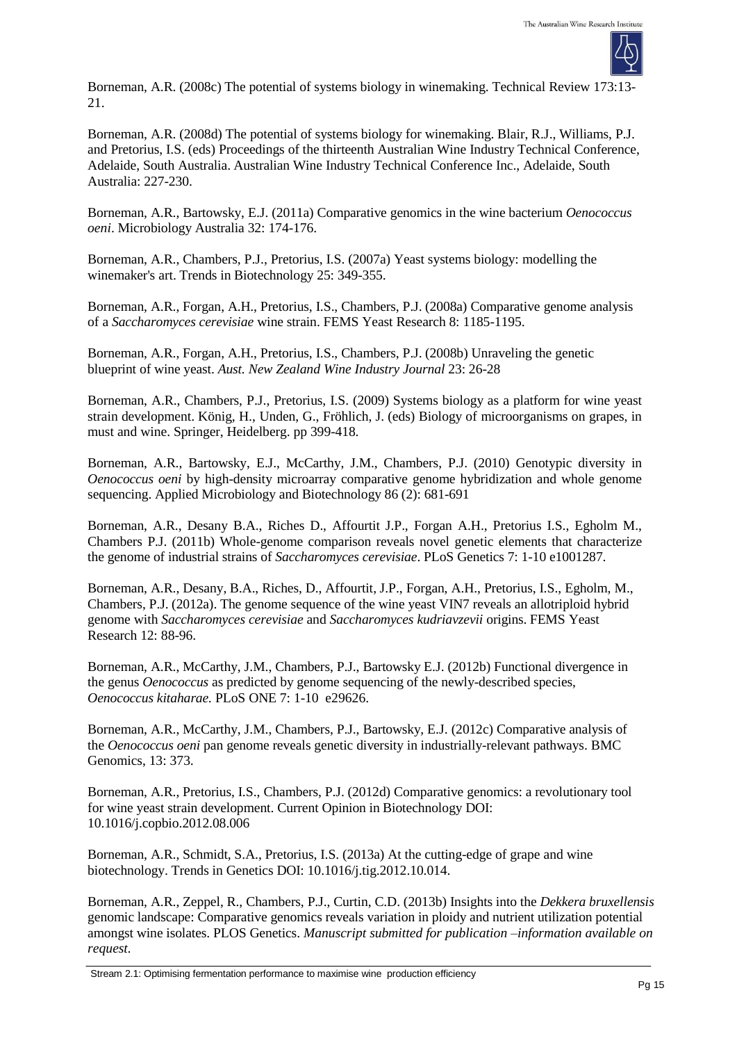Borneman, A.R. (2008c) The potential of systems biology in winemaking. Technical Review 173:13-21.

Borneman, A.R. (2008d) The potential of systems biology for winemaking. Blair, R.J., Williams, P.J. and Pretorius, I.S. (eds) Proceedings of the thirteenth Australian Wine Industry Technical Conference, Adelaide, South Australia. Australian Wine Industry Technical Conference Inc., Adelaide, South Australia: 227-230.

Borneman, A.R., Bartowsky, E.J. (2011a) Comparative genomics in the wine bacterium *Oenococcus oeni*. Microbiology Australia 32: 174-176.

Borneman, A.R., Chambers, P.J., Pretorius, I.S. (2007a) Yeast systems biology: modelling the winemaker's art. Trends in Biotechnology 25: 349-355.

Borneman, A.R., Forgan, A.H., Pretorius, I.S., Chambers, P.J. (2008a) Comparative genome analysis of a *Saccharomyces cerevisiae* wine strain. FEMS Yeast Research 8: 1185-1195.

Borneman, A.R., Forgan, A.H., Pretorius, I.S., Chambers, P.J. (2008b) Unraveling the genetic blueprint of wine yeast. *Aust. New Zealand Wine Industry Journal* 23: 26-28

Borneman, A.R., Chambers, P.J., Pretorius, I.S. (2009) Systems biology as a platform for wine yeast strain development. König, H., Unden, G., Fröhlich, J. (eds) Biology of microorganisms on grapes, in must and wine. Springer, Heidelberg. pp 399-418.

Borneman, A.R., Bartowsky, E.J., McCarthy, J.M., Chambers, P.J. (2010) Genotypic diversity in *Oenococcus oeni* by high-density microarray comparative genome hybridization and whole genome sequencing. Applied Microbiology and Biotechnology 86 (2): 681-691

Borneman, A.R., Desany B.A., Riches D., Affourtit J.P., Forgan A.H., Pretorius I.S., Egholm M., Chambers P.J. (2011b) Whole-genome comparison reveals novel genetic elements that characterize the genome of industrial strains of *Saccharomyces cerevisiae*. PLoS Genetics 7: 1-10 e1001287.

Borneman, A.R., Desany, B.A., Riches, D., Affourtit, J.P., Forgan, A.H., Pretorius, I.S., Egholm, M., Chambers, P.J. (2012a). The genome sequence of the wine yeast VIN7 reveals an allotriploid hybrid genome with *Saccharomyces cerevisiae* and *Saccharomyces kudriavzevii* origins. FEMS Yeast Research 12: 88-96.

Borneman, A.R., McCarthy, J.M., Chambers, P.J., Bartowsky E.J. (2012b) Functional divergence in the genus *Oenococcus* as predicted by genome sequencing of the newly-described species, *Oenococcus kitaharae.* PLoS ONE 7: 1-10 e29626.

Borneman, A.R., McCarthy, J.M., Chambers, P.J., Bartowsky, E.J. (2012c) Comparative analysis of the *Oenococcus oeni* pan genome reveals genetic diversity in industrially-relevant pathways. BMC Genomics, 13: 373.

Borneman, A.R., Pretorius, I.S., Chambers, P.J. (2012d) Comparative genomics: a revolutionary tool for wine yeast strain development. Current Opinion in Biotechnology DOI: 10.1016/j.copbio.2012.08.006

Borneman, A.R., Schmidt, S.A., Pretorius, I.S. (2013a) At the cutting-edge of grape and wine biotechnology. Trends in Genetics DOI: 10.1016/j.tig.2012.10.014.

Borneman, A.R., Zeppel, R., Chambers, P.J., Curtin, C.D. (2013b) Insights into the *Dekkera bruxellensis* genomic landscape: Comparative genomics reveals variation in ploidy and nutrient utilization potential amongst wine isolates. PLOS Genetics. *Manuscript submitted for publication –information available on request.*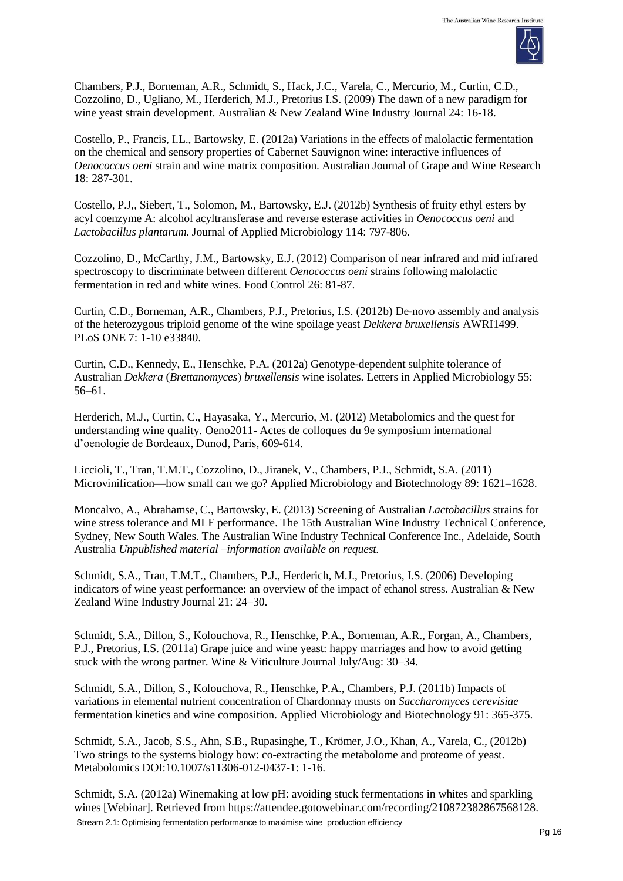Chambers, P.J., Borneman, A.R., Schmidt, S., Hack, J.C., Varela, C., Mercurio, M., Curtin, C.D., Cozzolino, D., Ugliano, M., Herderich, M.J., Pretorius I.S. (2009) The dawn of a new paradigm for wine yeast strain development. Australian & New Zealand Wine Industry Journal 24: 16-18.

Costello, P., Francis, I.L., Bartowsky, E. (2012a) Variations in the effects of malolactic fermentation on the chemical and sensory properties of Cabernet Sauvignon wine: interactive influences of *Oenococcus oeni* strain and wine matrix composition. Australian Journal of Grape and Wine Research 18: 287-301.

Costello, P.J,, Siebert, T., Solomon, M., Bartowsky, E.J. (2012b) Synthesis of fruity ethyl esters by acyl coenzyme A: alcohol acyltransferase and reverse esterase activities in *Oenococcus oeni* and *Lactobacillus plantarum*. Journal of Applied Microbiology 114: 797-806.

Cozzolino, D., McCarthy, J.M., Bartowsky, E.J. (2012) Comparison of near infrared and mid infrared spectroscopy to discriminate between different *Oenococcus oeni* strains following malolactic fermentation in red and white wines. Food Control 26: 81-87.

Curtin, C.D., Borneman, A.R., Chambers, P.J., Pretorius, I.S. (2012b) De-novo assembly and analysis of the heterozygous triploid genome of the wine spoilage yeast *Dekkera bruxellensis* AWRI1499. PLoS ONE 7: 1-10 e33840.

Curtin, C.D., Kennedy, E., Henschke, P.A. (2012a) Genotype-dependent sulphite tolerance of Australian *Dekkera* (*Brettanomyces*) *bruxellensis* wine isolates. Letters in Applied Microbiology 55: 56–61.

Herderich, M.J., Curtin, C., Hayasaka, Y., Mercurio, M. (2012) Metabolomics and the quest for understanding wine quality. Oeno2011- Actes de colloques du 9e symposium international d'oenologie de Bordeaux, Dunod, Paris, 609-614.

Liccioli, T., Tran, T.M.T., Cozzolino, D., Jiranek, V., Chambers, P.J., Schmidt, S.A. (2011) Microvinification—how small can we go? Applied Microbiology and Biotechnology 89: 1621–1628.

Moncalvo, A., Abrahamse, C., Bartowsky, E. (2013) Screening of Australian *Lactobacillus* strains for wine stress tolerance and MLF performance. The 15th Australian Wine Industry Technical Conference, Sydney, New South Wales. The Australian Wine Industry Technical Conference Inc., Adelaide, South Australia *Unpublished material –information available on request.*

Schmidt, S.A., Tran, T.M.T., Chambers, P.J., Herderich, M.J., Pretorius, I.S. (2006) Developing indicators of wine yeast performance: an overview of the impact of ethanol stress. Australian & New Zealand Wine Industry Journal 21: 24–30.

Schmidt, S.A., Dillon, S., Kolouchova, R., Henschke, P.A., Borneman, A.R., Forgan, A., Chambers, P.J., Pretorius, I.S. (2011a) Grape juice and wine yeast: happy marriages and how to avoid getting stuck with the wrong partner. Wine & Viticulture Journal July/Aug: 30–34.

Schmidt, S.A., Dillon, S., Kolouchova, R., Henschke, P.A., Chambers, P.J. (2011b) Impacts of variations in elemental nutrient concentration of Chardonnay musts on *Saccharomyces cerevisiae* fermentation kinetics and wine composition. Applied Microbiology and Biotechnology 91: 365-375.

Schmidt, S.A., Jacob, S.S., Ahn, S.B., Rupasinghe, T., Krömer, J.O., Khan, A., Varela, C., (2012b) Two strings to the systems biology bow: co-extracting the metabolome and proteome of yeast. Metabolomics DOI:10.1007/s11306-012-0437-1: 1-16.

Schmidt, S.A. (2012a) Winemaking at low pH: avoiding stuck fermentations in whites and sparkling wines [Webinar]. Retrieved from https://attendee.gotowebinar.com/recording/210872382867568128.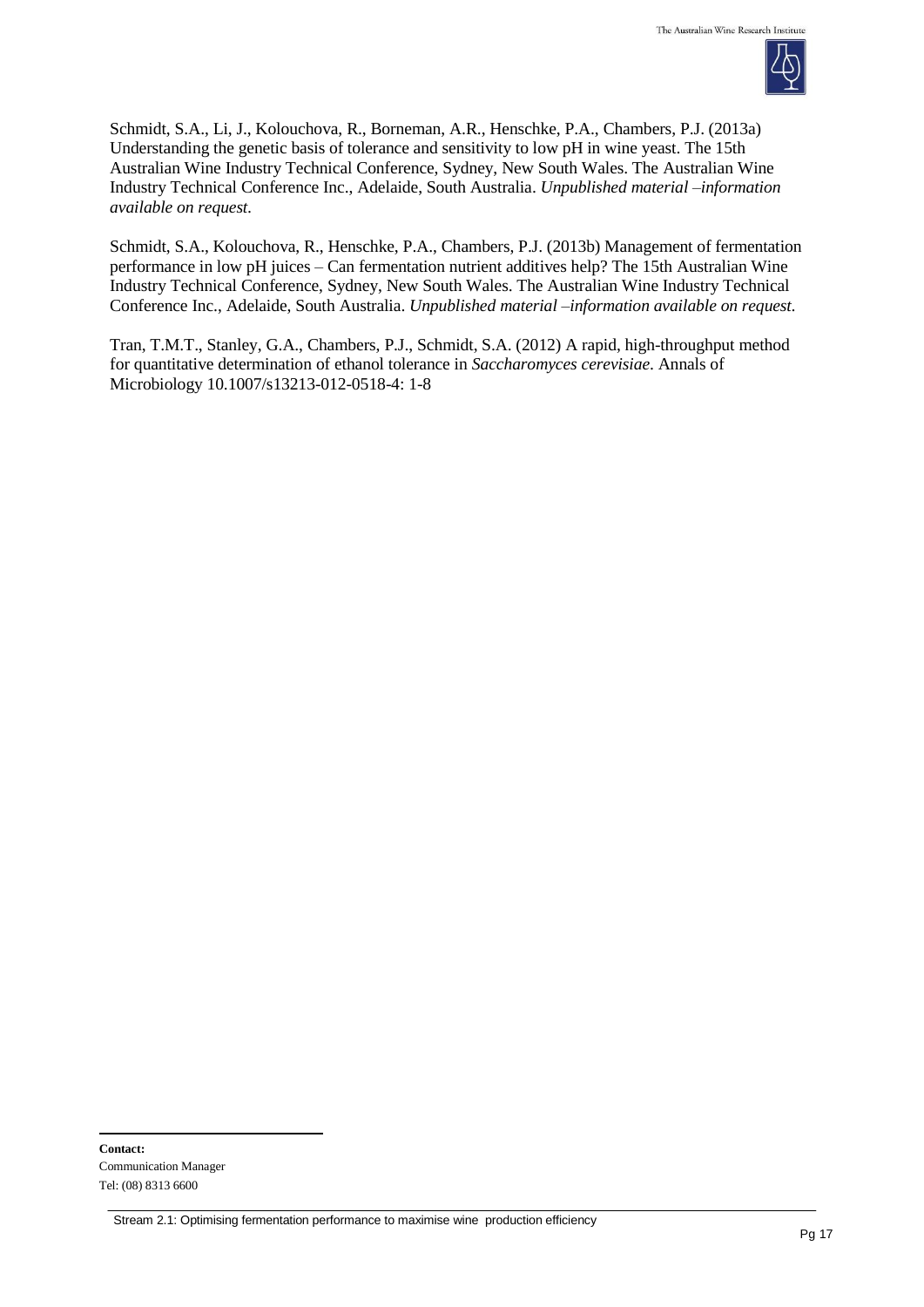Schmidt, S.A., Li, J., Kolouchova, R., Borneman, A.R., Henschke, P.A., Chambers, P.J. (2013a) Understanding the genetic basis of tolerance and sensitivity to low pH in wine yeast. The 15th Australian Wine Industry Technical Conference, Sydney, New South Wales. The Australian Wine Industry Technical Conference Inc., Adelaide, South Australia. *Unpublished material –information available on request.*

Schmidt, S.A., Kolouchova, R., Henschke, P.A., Chambers, P.J. (2013b) Management of fermentation performance in low pH juices – Can fermentation nutrient additives help? The 15th Australian Wine Industry Technical Conference, Sydney, New South Wales. The Australian Wine Industry Technical Conference Inc., Adelaide, South Australia. *Unpublished material –information available on request.*

Tran, T.M.T., Stanley, G.A., Chambers, P.J., Schmidt, S.A. (2012) A rapid, high-throughput method for quantitative determination of ethanol tolerance in *Saccharomyces cerevisiae*. Annals of Microbiology 10.1007/s13213-012-0518-4: 1-8

**Contact:**
Communication Manager
Tel: (08) 8313 6600